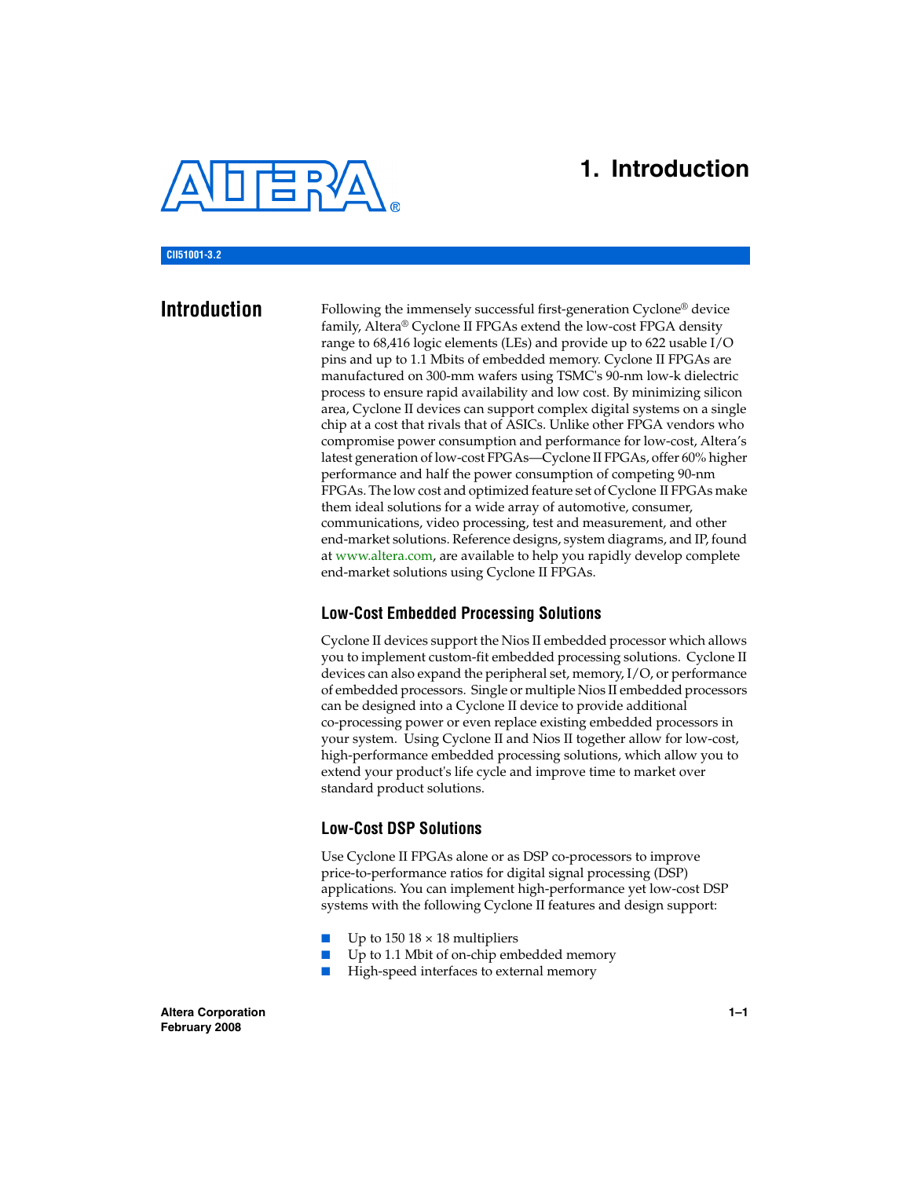# 1. Introduction

CII51001-3.2

## Introduction

Following the immensely successful first-generation Cyclone® device family, Altera® Cyclone II FPGAs extend the low-cost FPGA density range to 68,416 logic elements (LEs) and provide up to 622 usable I/O pins and up to 1.1 Mbits of embedded memory. Cyclone II FPGAs are manufactured on 300-mm wafers using TSMC's 90-nm low-k dielectric process to ensure rapid availability and low cost. By minimizing silicon area, Cyclone II devices can support complex digital systems on a single chip at a cost that rivals that of ASICs. Unlike other FPGA vendors who compromise power consumption and performance for low-cost, Altera's latest generation of low-cost FPGAs—Cyclone II FPGAs, offer 60% higher performance and half the power consumption of competing 90-nm FPGAs. The low cost and optimized feature set of Cyclone II FPGAs make them ideal solutions for a wide array of automotive, consumer, communications, video processing, test and measurement, and other end-market solutions. Reference designs, system diagrams, and IP, found at www.altera.com, are available to help you rapidly develop complete end-market solutions using Cyclone II FPGAs.

### Low-Cost Embedded Processing Solutions

Cyclone II devices support the Nios II embedded processor which allows you to implement custom-fit embedded processing solutions. Cyclone II devices can also expand the peripheral set, memory, I/O, or performance of embedded processors. Single or multiple Nios II embedded processors can be designed into a Cyclone II device to provide additional co-processing power or even replace existing embedded processors in your system. Using Cyclone II and Nios II together allow for low-cost, high-performance embedded processing solutions, which allow you to extend your product's life cycle and improve time to market over standard product solutions.

### Low-Cost DSP Solutions

Use Cyclone II FPGAs alone or as DSP co-processors to improve price-to-performance ratios for digital signal processing (DSP) applications. You can implement high-performance yet low-cost DSP systems with the following Cyclone II features and design support:

- Up to 150 18 × 18 multipliers
- Up to 1.1 Mbit of on-chip embedded memory
- High-speed interfaces to external memory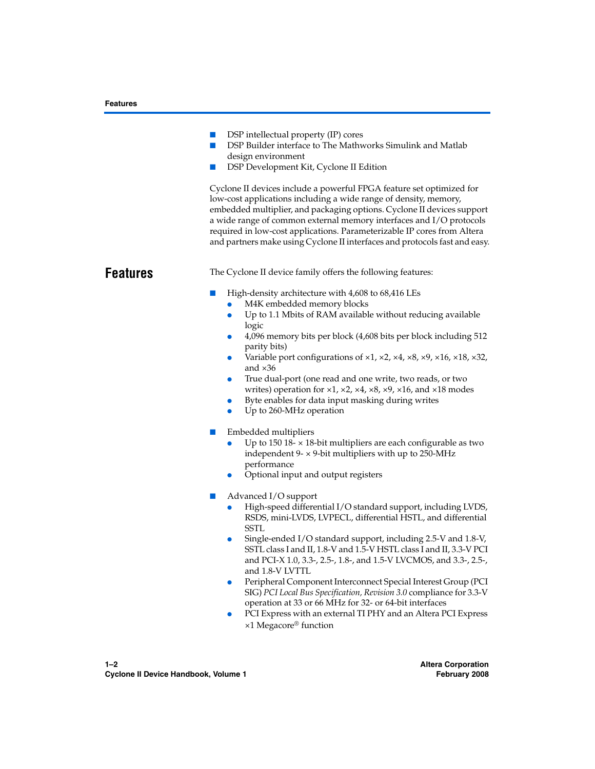- DSP intellectual property (IP) cores
- DSP Builder interface to The Mathworks Simulink and Matlab design environment
- DSP Development Kit, Cyclone II Edition

Cyclone II devices include a powerful FPGA feature set optimized for low-cost applications including a wide range of density, memory, embedded multiplier, and packaging options. Cyclone II devices support a wide range of common external memory interfaces and I/O protocols required in low-cost applications. Parameterizable IP cores from Altera and partners make using Cyclone II interfaces and protocols fast and easy.

# Features

The Cyclone II device family offers the following features:

- High-density architecture with 4,608 to 68,416 LEs
  - M4K embedded memory blocks
  - Up to 1.1 Mbits of RAM available without reducing available logic
  - 4,096 memory bits per block (4,608 bits per block including 512 parity bits)
  - Variable port configurations of ×1, ×2, ×4, ×8, ×9, ×16, ×18, ×32, and ×36
  - True dual-port (one read and one write, two reads, or two writes) operation for ×1, ×2, ×4, ×8, ×9, ×16, and ×18 modes
  - Byte enables for data input masking during writes
  - Up to 260-MHz operation
- Embedded multipliers
  - Up to 150 18- × 18-bit multipliers are each configurable as two independent 9- × 9-bit multipliers with up to 250-MHz performance
  - Optional input and output registers
- Advanced I/O support
  - High-speed differential I/O standard support, including LVDS, RSDS, mini-LVDS, LVPECL, differential HSTL, and differential SSTL
  - Single-ended I/O standard support, including 2.5-V and 1.8-V, SSTL class I and II, 1.8-V and 1.5-V HSTL class I and II, 3.3-V PCI and PCI-X 1.0, 3.3-, 2.5-, 1.8-, and 1.5-V LVCMOS, and 3.3-, 2.5-, and 1.8-V LVTTL
  - Peripheral Component Interconnect Special Interest Group (PCI SIG) *PCI Local Bus Specification, Revision 3.0* compliance for 3.3-V operation at 33 or 66 MHz for 32- or 64-bit interfaces
  - PCI Express with an external TI PHY and an Altera PCI Express ×1 Megacore® function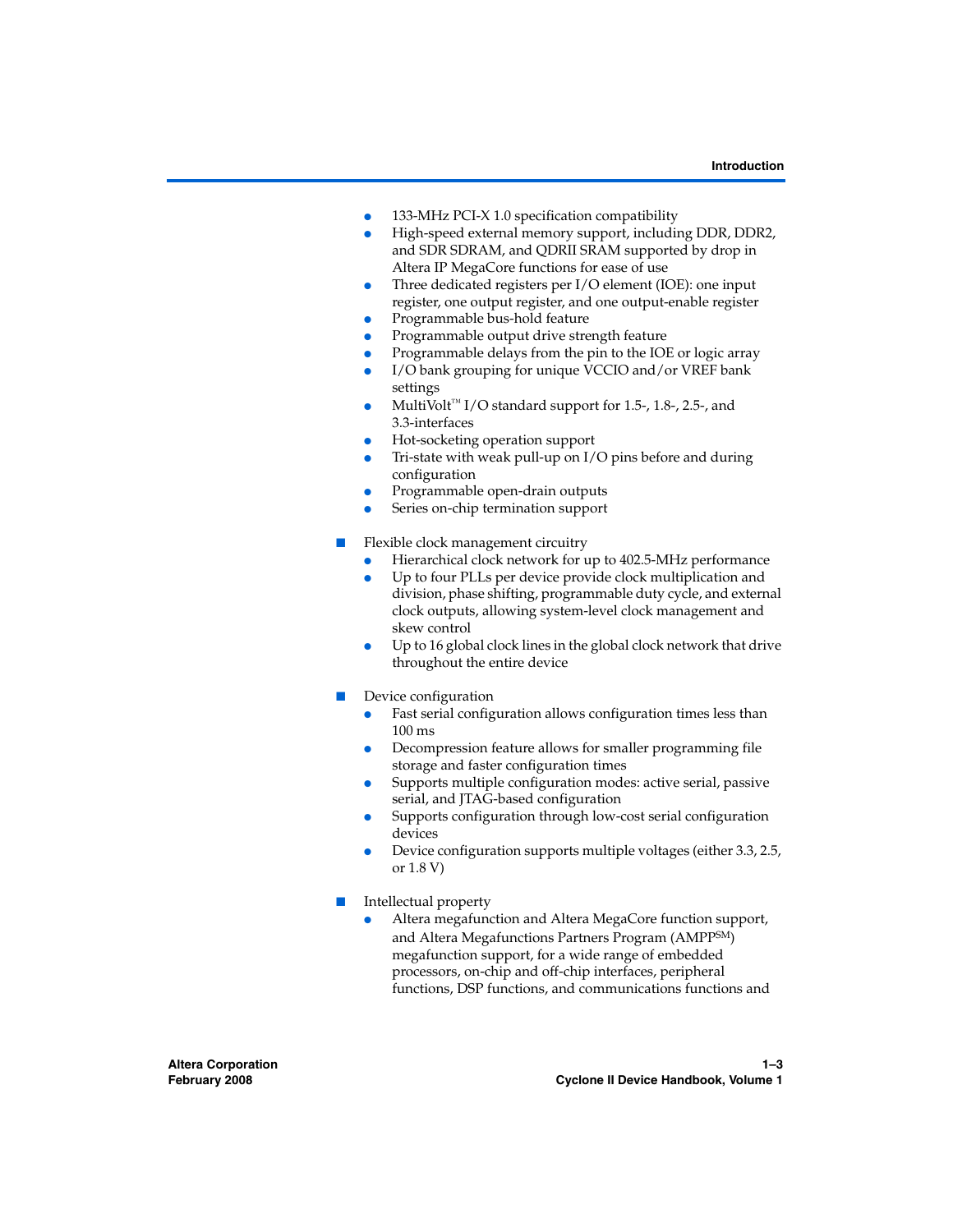- 133-MHz PCI-X 1.0 specification compatibility
- High-speed external memory support, including DDR, DDR2, and SDR SDRAM, and QDRII SRAM supported by drop in Altera IP MegaCore functions for ease of use
- Three dedicated registers per I/O element (IOE): one input register, one output register, and one output-enable register
- Programmable bus-hold feature
- Programmable output drive strength feature
- Programmable delays from the pin to the IOE or logic array
- I/O bank grouping for unique VCCIO and/or VREF bank settings
- MultiVolt™ I/O standard support for 1.5-, 1.8-, 2.5-, and 3.3-interfaces
- Hot-socketing operation support
- Tri-state with weak pull-up on I/O pins before and during configuration
- Programmable open-drain outputs
- Series on-chip termination support

- Flexible clock management circuitry
  - Hierarchical clock network for up to 402.5-MHz performance
  - Up to four PLLs per device provide clock multiplication and division, phase shifting, programmable duty cycle, and external clock outputs, allowing system-level clock management and skew control
  - Up to 16 global clock lines in the global clock network that drive throughout the entire device

- Device configuration
  - Fast serial configuration allows configuration times less than 100 ms
  - Decompression feature allows for smaller programming file storage and faster configuration times
  - Supports multiple configuration modes: active serial, passive serial, and JTAG-based configuration
  - Supports configuration through low-cost serial configuration devices
  - Device configuration supports multiple voltages (either 3.3, 2.5, or 1.8 V)

- Intellectual property
  - Altera megafunction and Altera MegaCore function support, and Altera Megafunctions Partners Program (AMPP℠) megafunction support, for a wide range of embedded processors, on-chip and off-chip interfaces, peripheral functions, DSP functions, and communications functions and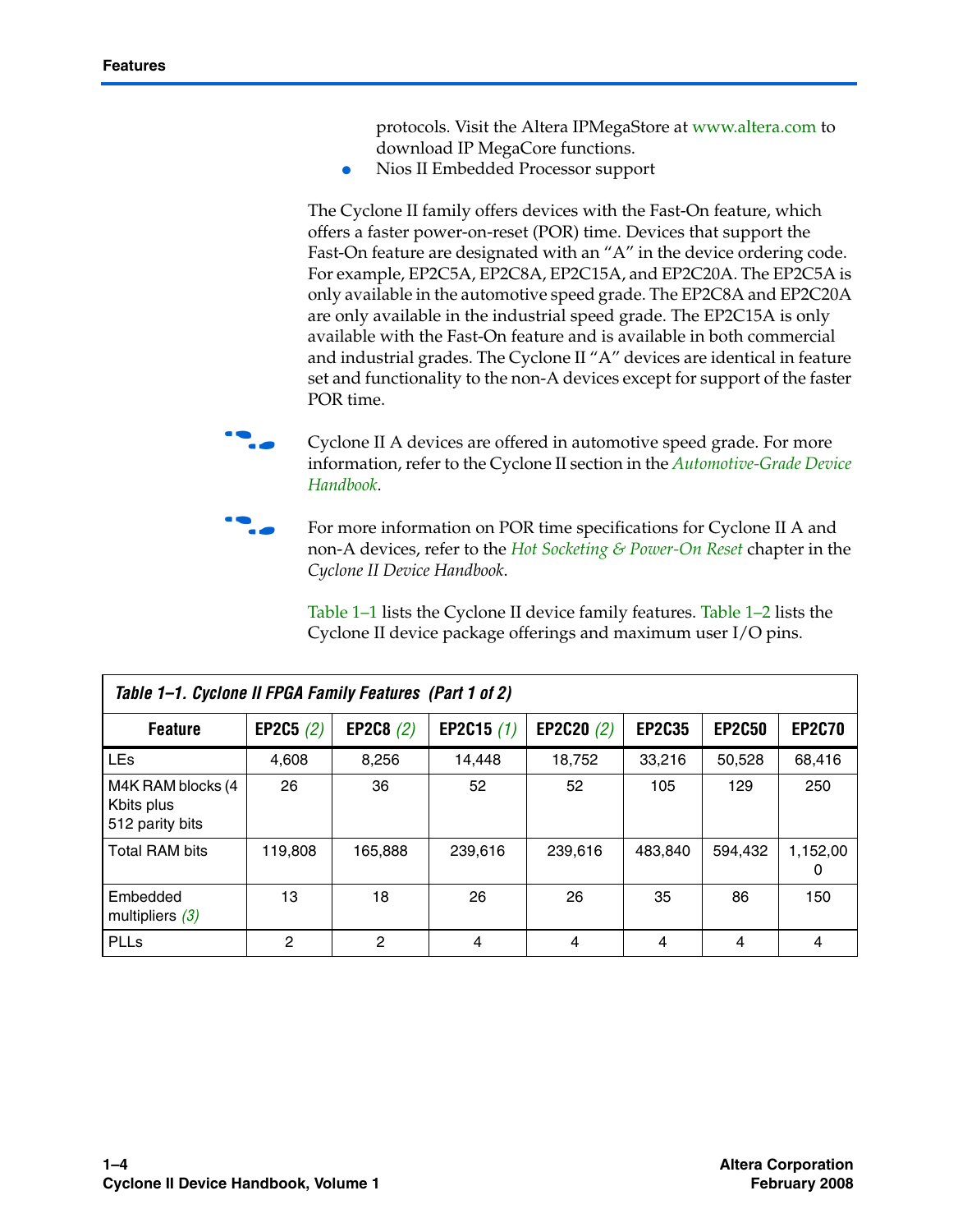protocols. Visit the Altera IPMegaStore at www.altera.com to download IP MegaCore functions.

- Nios II Embedded Processor support

The Cyclone II family offers devices with the Fast-On feature, which offers a faster power-on-reset (POR) time. Devices that support the Fast-On feature are designated with an "A" in the device ordering code. For example, EP2C5A, EP2C8A, EP2C15A, and EP2C20A. The EP2C5A is only available in the automotive speed grade. The EP2C8A and EP2C20A are only available in the industrial speed grade. The EP2C15A is only available with the Fast-On feature and is available in both commercial and industrial grades. The Cyclone II "A" devices are identical in feature set and functionality to the non-A devices except for support of the faster POR time.

Cyclone II A devices are offered in automotive speed grade. For more information, refer to the Cyclone II section in the *Automotive-Grade Device Handbook*.

For more information on POR time specifications for Cyclone II A and non-A devices, refer to the *Hot Socketing & Power-On Reset* chapter in the *Cyclone II Device Handbook*.

Table 1–1 lists the Cyclone II device family features. Table 1–2 lists the Cyclone II device package offerings and maximum user I/O pins.

**Table 1–1. Cyclone II FPGA Family Features (Part 1 of 2)**

| Feature | EP2C5 *(2)* | EP2C8 *(2)* | EP2C15 *(1)* | EP2C20 *(2)* | EP2C35 | EP2C50 | EP2C70 |
|---|---|---|---|---|---|---|---|
| LEs | 4,608 | 8,256 | 14,448 | 18,752 | 33,216 | 50,528 | 68,416 |
| M4K RAM blocks (4 Kbits plus 512 parity bits | 26 | 36 | 52 | 52 | 105 | 129 | 250 |
| Total RAM bits | 119,808 | 165,888 | 239,616 | 239,616 | 483,840 | 594,432 | 1,152,000 |
| Embedded multipliers *(3)* | 13 | 18 | 26 | 26 | 35 | 86 | 150 |
| PLLs | 2 | 2 | 4 | 4 | 4 | 4 | 4 |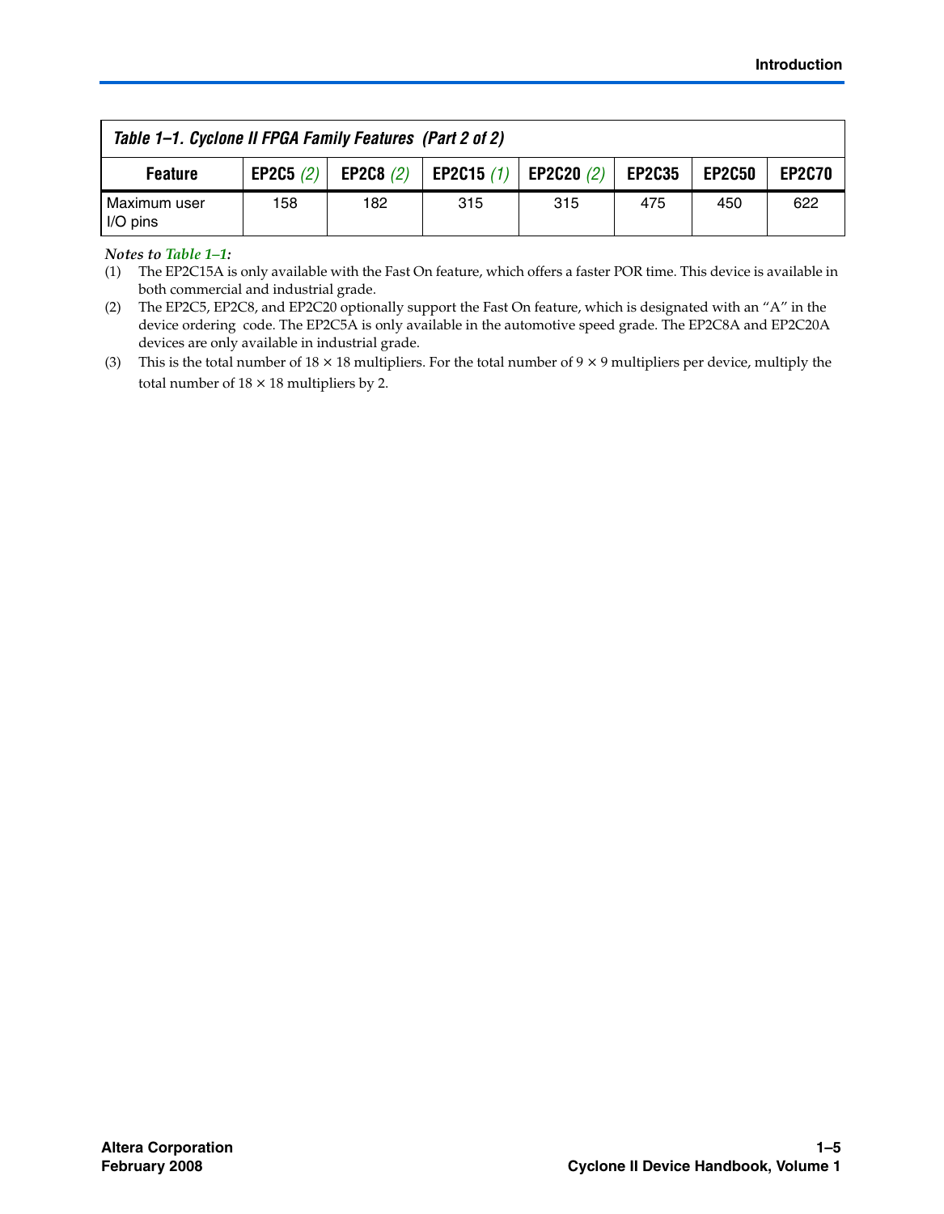*Table 1–1. Cyclone II FPGA Family Features (Part 2 of 2)*

| Feature | EP2C5 *(2)* | EP2C8 *(2)* | EP2C15 *(1)* | EP2C20 *(2)* | EP2C35 | EP2C50 | EP2C70 |
|---|---|---|---|---|---|---|---|
| Maximum user I/O pins | 158 | 182 | 315 | 315 | 475 | 450 | 622 |

*Notes to Table 1–1:*

(1) The EP2C15A is only available with the Fast On feature, which offers a faster POR time. This device is available in both commercial and industrial grade.

(2) The EP2C5, EP2C8, and EP2C20 optionally support the Fast On feature, which is designated with an "A" in the device ordering code. The EP2C5A is only available in the automotive speed grade. The EP2C8A and EP2C20A devices are only available in industrial grade.

(3) This is the total number of $18 \times 18$ multipliers. For the total number of $9 \times 9$ multipliers per device, multiply the total number of $18 \times 18$ multipliers by 2.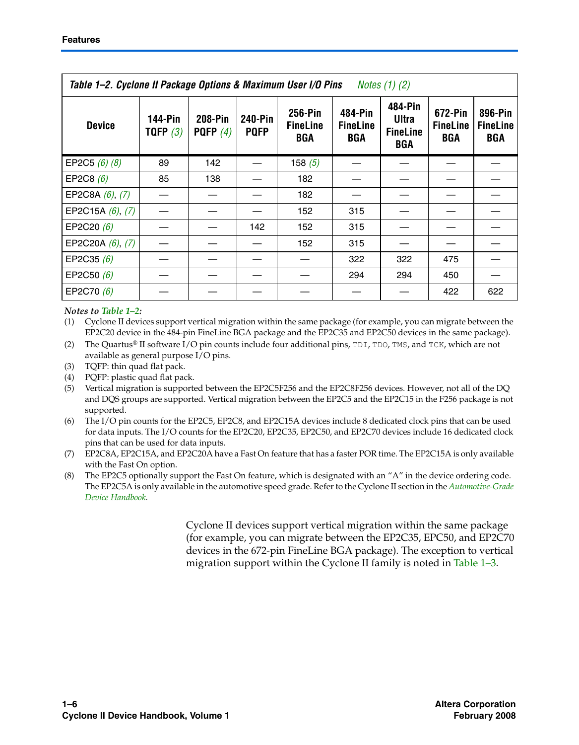**Table 1–2. Cyclone II Package Options & Maximum User I/O Pins** *Notes (1) (2)*

| Device | 144-Pin TQFP *(3)* | 208-Pin PQFP *(4)* | 240-Pin PQFP | 256-Pin FineLine BGA | 484-Pin FineLine BGA | 484-Pin Ultra FineLine BGA | 672-Pin FineLine BGA | 896-Pin FineLine BGA |
|---|---|---|---|---|---|---|---|---|
| EP2C5 *(6) (8)* | 89 | 142 | — | 158 *(5)* | — | — | — | — |
| EP2C8 *(6)* | 85 | 138 | — | 182 | — | — | — | — |
| EP2C8A *(6)*, *(7)* | — | — | — | 182 | — | — | — | — |
| EP2C15A *(6)*, *(7)* | — | — | — | 152 | 315 | — | — | — |
| EP2C20 *(6)* | — | — | 142 | 152 | 315 | — | — | — |
| EP2C20A *(6)*, *(7)* | — | — | — | 152 | 315 | — | — | — |
| EP2C35 *(6)* | — | — | — | — | 322 | 322 | 475 | — |
| EP2C50 *(6)* | — | — | — | — | 294 | 294 | 450 | — |
| EP2C70 *(6)* | — | — | — | — | — | — | 422 | 622 |

*Notes to Table 1–2:*

(1) Cyclone II devices support vertical migration within the same package (for example, you can migrate between the EP2C20 device in the 484-pin FineLine BGA package and the EP2C35 and EP2C50 devices in the same package).

(2) The Quartus® II software I/O pin counts include four additional pins, `TDI`, `TDO`, `TMS`, and `TCK`, which are not available as general purpose I/O pins.

(3) TQFP: thin quad flat pack.

(4) PQFP: plastic quad flat pack.

(5) Vertical migration is supported between the EP2C5F256 and the EP2C8F256 devices. However, not all of the DQ and DQS groups are supported. Vertical migration between the EP2C5 and the EP2C15 in the F256 package is not supported.

(6) The I/O pin counts for the EP2C5, EP2C8, and EP2C15A devices include 8 dedicated clock pins that can be used for data inputs. The I/O counts for the EP2C20, EP2C35, EP2C50, and EP2C70 devices include 16 dedicated clock pins that can be used for data inputs.

(7) EP2C8A, EP2C15A, and EP2C20A have a Fast On feature that has a faster POR time. The EP2C15A is only available with the Fast On option.

(8) The EP2C5 optionally support the Fast On feature, which is designated with an "A" in the device ordering code. The EP2C5A is only available in the automotive speed grade. Refer to the Cyclone II section in the *Automotive-Grade Device Handbook*.

Cyclone II devices support vertical migration within the same package (for example, you can migrate between the EP2C35, EPC50, and EP2C70 devices in the 672-pin FineLine BGA package). The exception to vertical migration support within the Cyclone II family is noted in Table 1–3.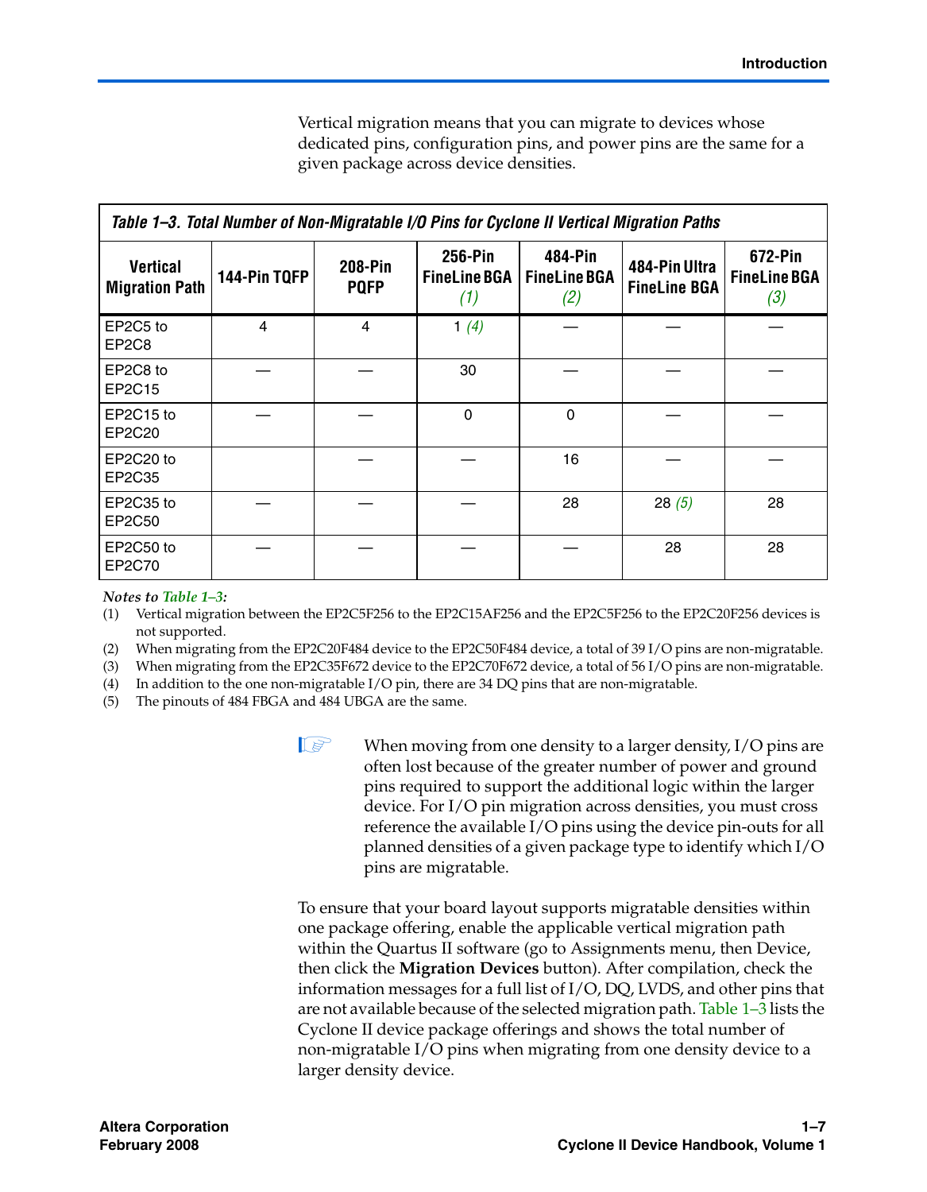Vertical migration means that you can migrate to devices whose dedicated pins, configuration pins, and power pins are the same for a given package across device densities.

**Table 1–3. Total Number of Non-Migratable I/O Pins for Cyclone II Vertical Migration Paths**

| Vertical Migration Path | 144-Pin TQFP | 208-Pin PQFP | 256-Pin FineLine BGA *(1)* | 484-Pin FineLine BGA *(2)* | 484-Pin Ultra FineLine BGA | 672-Pin FineLine BGA *(3)* |
|---|---|---|---|---|---|---|
| EP2C5 to EP2C8 | 4 | 4 | 1 *(4)* | — | — | — |
| EP2C8 to EP2C15 | — | — | 30 | — | — | — |
| EP2C15 to EP2C20 | — | — | 0 | 0 | — | — |
| EP2C20 to EP2C35 | | — | — | 16 | — | — |
| EP2C35 to EP2C50 | — | — | — | 28 | 28 *(5)* | 28 |
| EP2C50 to EP2C70 | — | — | — | — | 28 | 28 |

*Notes to Table 1–3:*

(1) Vertical migration between the EP2C5F256 to the EP2C15AF256 and the EP2C5F256 to the EP2C20F256 devices is not supported.

(2) When migrating from the EP2C20F484 device to the EP2C50F484 device, a total of 39 I/O pins are non-migratable.

(3) When migrating from the EP2C35F672 device to the EP2C70F672 device, a total of 56 I/O pins are non-migratable.

(4) In addition to the one non-migratable I/O pin, there are 34 DQ pins that are non-migratable.

(5) The pinouts of 484 FBGA and 484 UBGA are the same.

When moving from one density to a larger density, I/O pins are often lost because of the greater number of power and ground pins required to support the additional logic within the larger device. For I/O pin migration across densities, you must cross reference the available I/O pins using the device pin-outs for all planned densities of a given package type to identify which I/O pins are migratable.

To ensure that your board layout supports migratable densities within one package offering, enable the applicable vertical migration path within the Quartus II software (go to Assignments menu, then Device, then click the **Migration Devices** button). After compilation, check the information messages for a full list of I/O, DQ, LVDS, and other pins that are not available because of the selected migration path. Table 1–3 lists the Cyclone II device package offerings and shows the total number of non-migratable I/O pins when migrating from one density device to a larger density device.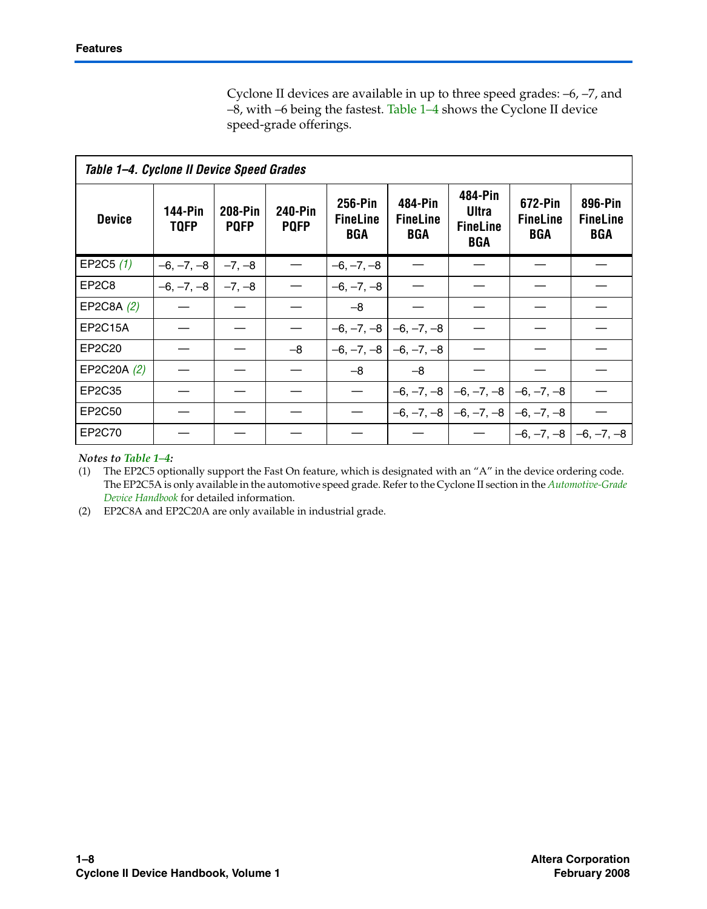Cyclone II devices are available in up to three speed grades: –6, –7, and –8, with –6 being the fastest. Table 1–4 shows the Cyclone II device speed-grade offerings.

**Table 1–4. Cyclone II Device Speed Grades**

| Device | 144-Pin TQFP | 208-Pin PQFP | 240-Pin PQFP | 256-Pin FineLine BGA | 484-Pin FineLine BGA | 484-Pin Ultra FineLine BGA | 672-Pin FineLine BGA | 896-Pin FineLine BGA |
|---|---|---|---|---|---|---|---|---|
| EP2C5 *(1)* | –6, –7, –8 | –7, –8 | — | –6, –7, –8 | — | — | — | — |
| EP2C8 | –6, –7, –8 | –7, –8 | — | –6, –7, –8 | — | — | — | — |
| EP2C8A *(2)* | — | — | — | –8 | — | — | — | — |
| EP2C15A | — | — | — | –6, –7, –8 | –6, –7, –8 | — | — | — |
| EP2C20 | — | — | –8 | –6, –7, –8 | –6, –7, –8 | — | — | — |
| EP2C20A *(2)* | — | — | — | –8 | –8 | — | — | — |
| EP2C35 | — | — | — | — | –6, –7, –8 | –6, –7, –8 | –6, –7, –8 | — |
| EP2C50 | — | — | — | — | –6, –7, –8 | –6, –7, –8 | –6, –7, –8 | — |
| EP2C70 | — | — | — | — | — | — | –6, –7, –8 | –6, –7, –8 |

***Notes to Table 1–4:***

(1) The EP2C5 optionally support the Fast On feature, which is designated with an "A" in the device ordering code. The EP2C5A is only available in the automotive speed grade. Refer to the Cyclone II section in the *Automotive-Grade Device Handbook* for detailed information.

(2) EP2C8A and EP2C20A are only available in industrial grade.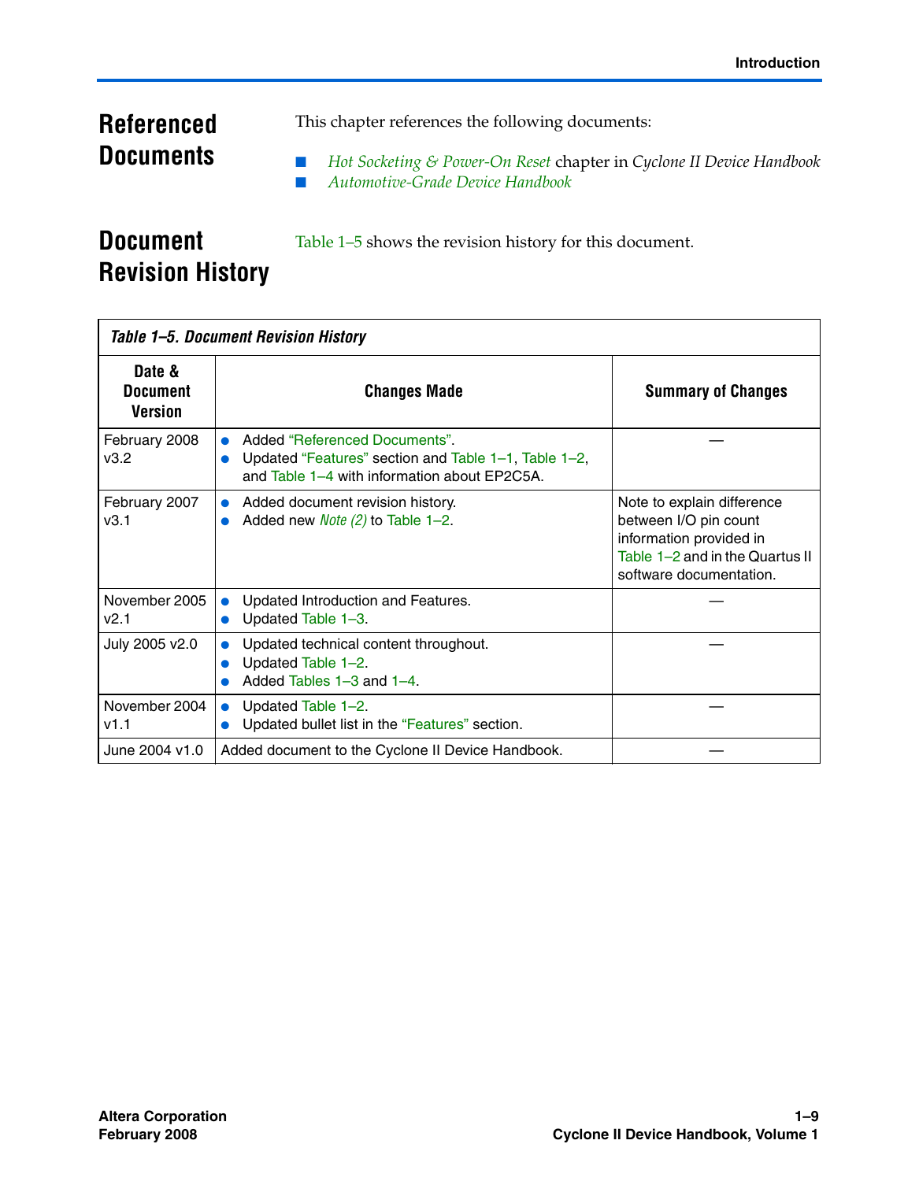## Referenced Documents

This chapter references the following documents:

- *Hot Socketing & Power-On Reset* chapter in *Cyclone II Device Handbook*
- *Automotive-Grade Device Handbook*

## Document Revision History

Table 1–5 shows the revision history for this document.

*Table 1–5. Document Revision History*

| Date & Document Version | Changes Made | Summary of Changes |
|---|---|---|
| February 2008 v3.2 | • Added "Referenced Documents".<br>• Updated "Features" section and Table 1–1, Table 1–2, and Table 1–4 with information about EP2C5A. | — |
| February 2007 v3.1 | • Added document revision history.<br>• Added new *Note (2)* to Table 1–2. | Note to explain difference between I/O pin count information provided in Table 1–2 and in the Quartus II software documentation. |
| November 2005 v2.1 | • Updated Introduction and Features.<br>• Updated Table 1–3. | — |
| July 2005 v2.0 | • Updated technical content throughout.<br>• Updated Table 1–2.<br>• Added Tables 1–3 and 1–4. | — |
| November 2004 v1.1 | • Updated Table 1–2.<br>• Updated bullet list in the "Features" section. | — |
| June 2004 v1.0 | Added document to the Cyclone II Device Handbook. | — |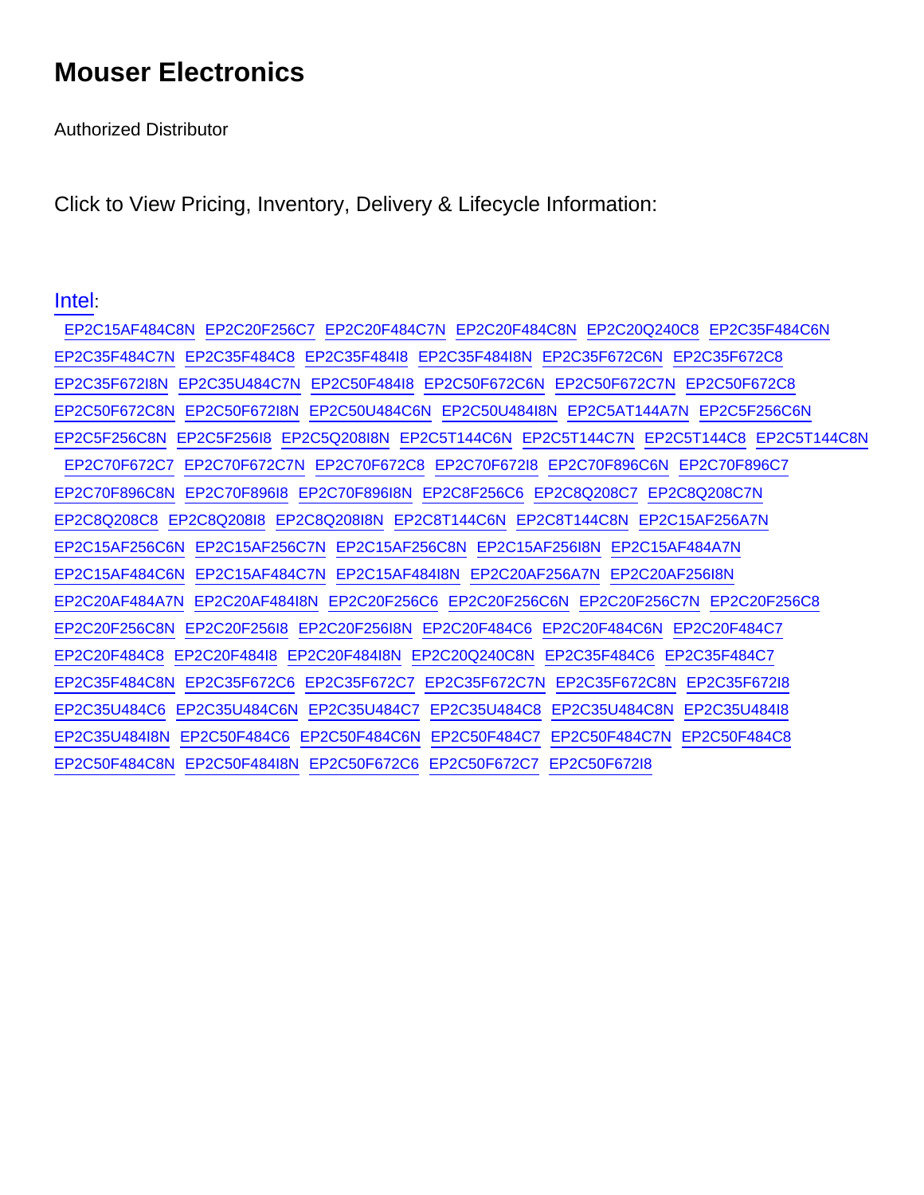# Mouser Electronics

Authorized Distributor

Click to View Pricing, Inventory, Delivery & Lifecycle Information:

Intel:

EP2C15AF484C8N EP2C20F256C7 EP2C20F484C7N EP2C20F484C8N EP2C20Q240C8 EP2C35F484C6N EP2C35F484C7N EP2C35F484C8 EP2C35F484I8 EP2C35F484I8N EP2C35F672C6N EP2C35F672C8 EP2C35F672I8N EP2C35U484C7N EP2C50F484I8 EP2C50F672C6N EP2C50F672C7N EP2C50F672C8 EP2C50F672C8N EP2C50F672I8N EP2C50U484C6N EP2C50U484I8N EP2C5AT144A7N EP2C5F256C6N EP2C5F256C8N EP2C5F256I8 EP2C5Q208I8N EP2C5T144C6N EP2C5T144C7N EP2C5T144C8 EP2C5T144C8N EP2C70F672C7 EP2C70F672C7N EP2C70F672C8 EP2C70F672I8 EP2C70F896C6N EP2C70F896C7 EP2C70F896C8N EP2C70F896I8 EP2C70F896I8N EP2C8F256C6 EP2C8Q208C7 EP2C8Q208C7N EP2C8Q208C8 EP2C8Q208I8 EP2C8Q208I8N EP2C8T144C6N EP2C8T144C8N EP2C15AF256A7N EP2C15AF256C6N EP2C15AF256C7N EP2C15AF256C8N EP2C15AF256I8N EP2C15AF484A7N EP2C15AF484C6N EP2C15AF484C7N EP2C15AF484I8N EP2C20AF256A7N EP2C20AF256I8N EP2C20AF484A7N EP2C20AF484I8N EP2C20F256C6 EP2C20F256C6N EP2C20F256C7N EP2C20F256C8 EP2C20F256C8N EP2C20F256I8 EP2C20F256I8N EP2C20F484C6 EP2C20F484C6N EP2C20F484C7 EP2C20F484C8 EP2C20F484I8 EP2C20F484I8N EP2C20Q240C8N EP2C35F484C6 EP2C35F484C7 EP2C35F484C8N EP2C35F672C6 EP2C35F672C7 EP2C35F672C7N EP2C35F672C8N EP2C35F672I8 EP2C35U484C6 EP2C35U484C6N EP2C35U484C7 EP2C35U484C8 EP2C35U484C8N EP2C35U484I8 EP2C35U484I8N EP2C50F484C6 EP2C50F484C6N EP2C50F484C7 EP2C50F484C7N EP2C50F484C8 EP2C50F484C8N EP2C50F484I8N EP2C50F672C6 EP2C50F672C7 EP2C50F672I8